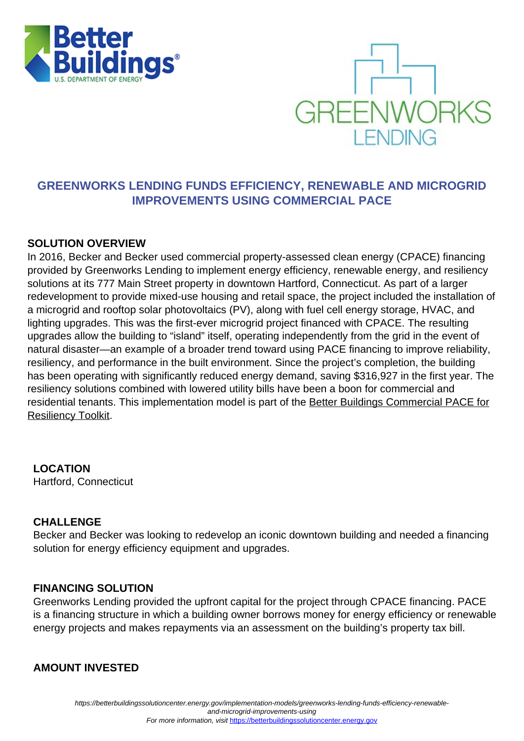# GREENWORKS LENDING FUNDS EFFICIENCY, RENEWABLE AND MICROGRID IMPROVEMENTS USING COMMERCIAL PACE

## SOLUTION OVERVIEW

In 2016, Becker and Becker used commercial property-assessed clean energy (CPACE) financing provided by Greenworks Lending to implement energy efficiency, renewable energy, and resiliency solutions at its 777 Main Street property in downtown Hartford, Connecticut. As part of a larger redevelopment to provide mixed-use housing and retail space, the project included the installation of a microgrid and rooftop solar photovoltaics (PV), along with fuel cell energy storage, HVAC, and lighting upgrades. This was the first-ever microgrid project financed with CPACE. The resulting upgrades allow the building to "island" itself, operating independently from the grid in the event of natural disaster—an example of a broader trend toward using PACE financing to improve reliability, resiliency, and performance in the built environment. Since the project's completion, the building has been operating with significantly reduced energy demand, saving $316,927 in the first year. The resiliency solutions combined with lowered utility bills have been a boon for commercial and residential tenants. This implementation model is part of the Better Buildings Commercial PACE for Resiliency Toolkit.

### LOCATION

Hartford, Connecticut

### CHALLENGE

Becker and Becker was looking to redevelop an iconic downtown building and needed a financing solution for energy efficiency equipment and upgrades.

### FINANCING SOLUTION

Greenworks Lending provided the upfront capital for the project through CPACE financing. PACE is a financing structure in which a building owner borrows money for energy efficiency or renewable energy projects and makes repayments via an assessment on the building's property tax bill.

### AMOUNT INVESTED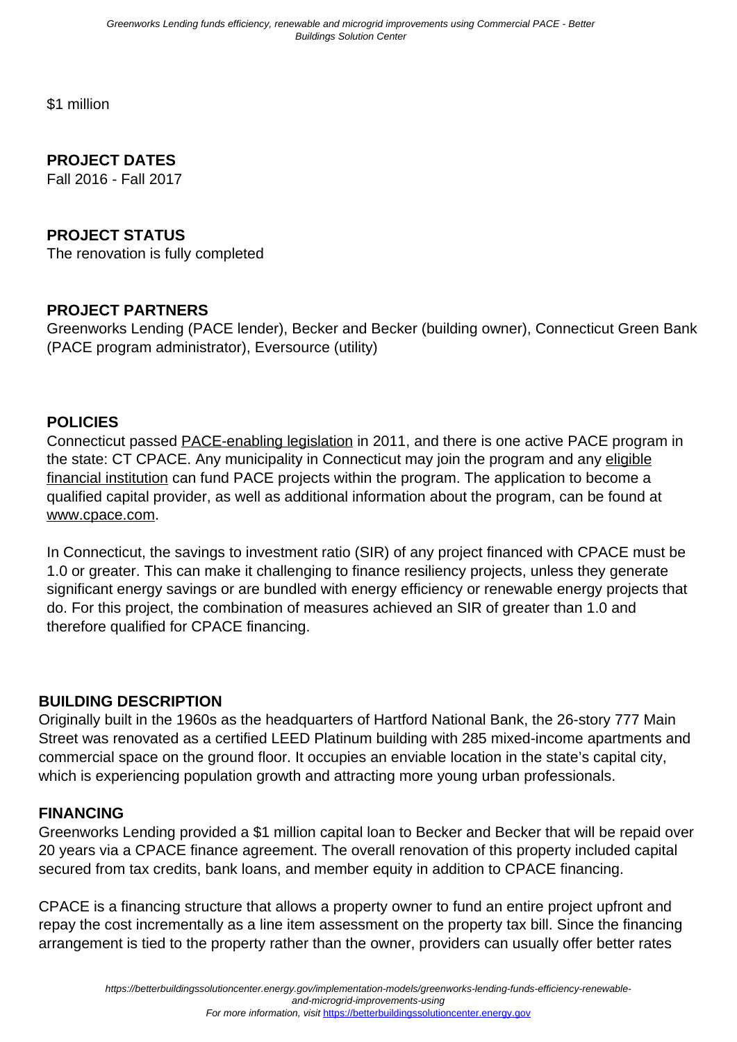$1 million

**PROJECT DATES**
Fall 2016 - Fall 2017

**PROJECT STATUS**
The renovation is fully completed

**PROJECT PARTNERS**
Greenworks Lending (PACE lender), Becker and Becker (building owner), Connecticut Green Bank (PACE program administrator), Eversource (utility)

**POLICIES**
Connecticut passed PACE-enabling legislation in 2011, and there is one active PACE program in the state: CT CPACE. Any municipality in Connecticut may join the program and any eligible financial institution can fund PACE projects within the program. The application to become a qualified capital provider, as well as additional information about the program, can be found at www.cpace.com.

In Connecticut, the savings to investment ratio (SIR) of any project financed with CPACE must be 1.0 or greater. This can make it challenging to finance resiliency projects, unless they generate significant energy savings or are bundled with energy efficiency or renewable energy projects that do. For this project, the combination of measures achieved an SIR of greater than 1.0 and therefore qualified for CPACE financing.

**BUILDING DESCRIPTION**
Originally built in the 1960s as the headquarters of Hartford National Bank, the 26-story 777 Main Street was renovated as a certified LEED Platinum building with 285 mixed-income apartments and commercial space on the ground floor. It occupies an enviable location in the state's capital city, which is experiencing population growth and attracting more young urban professionals.

**FINANCING**
Greenworks Lending provided a $1 million capital loan to Becker and Becker that will be repaid over 20 years via a CPACE finance agreement. The overall renovation of this property included capital secured from tax credits, bank loans, and member equity in addition to CPACE financing.

CPACE is a financing structure that allows a property owner to fund an entire project upfront and repay the cost incrementally as a line item assessment on the property tax bill. Since the financing arrangement is tied to the property rather than the owner, providers can usually offer better rates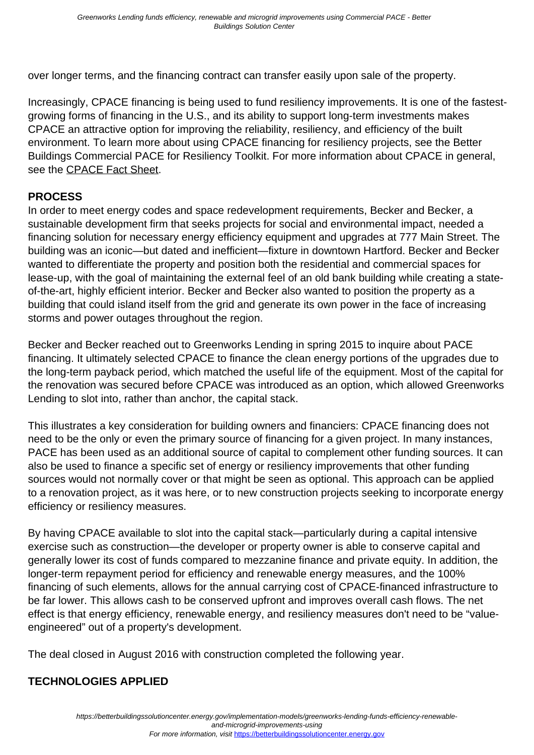over longer terms, and the financing contract can transfer easily upon sale of the property.

Increasingly, CPACE financing is being used to fund resiliency improvements. It is one of the fastest-growing forms of financing in the U.S., and its ability to support long-term investments makes CPACE an attractive option for improving the reliability, resiliency, and efficiency of the built environment. To learn more about using CPACE financing for resiliency projects, see the Better Buildings Commercial PACE for Resiliency Toolkit. For more information about CPACE in general, see the CPACE Fact Sheet.

## PROCESS

In order to meet energy codes and space redevelopment requirements, Becker and Becker, a sustainable development firm that seeks projects for social and environmental impact, needed a financing solution for necessary energy efficiency equipment and upgrades at 777 Main Street. The building was an iconic—but dated and inefficient—fixture in downtown Hartford. Becker and Becker wanted to differentiate the property and position both the residential and commercial spaces for lease-up, with the goal of maintaining the external feel of an old bank building while creating a state-of-the-art, highly efficient interior. Becker and Becker also wanted to position the property as a building that could island itself from the grid and generate its own power in the face of increasing storms and power outages throughout the region.

Becker and Becker reached out to Greenworks Lending in spring 2015 to inquire about PACE financing. It ultimately selected CPACE to finance the clean energy portions of the upgrades due to the long-term payback period, which matched the useful life of the equipment. Most of the capital for the renovation was secured before CPACE was introduced as an option, which allowed Greenworks Lending to slot into, rather than anchor, the capital stack.

This illustrates a key consideration for building owners and financiers: CPACE financing does not need to be the only or even the primary source of financing for a given project. In many instances, PACE has been used as an additional source of capital to complement other funding sources. It can also be used to finance a specific set of energy or resiliency improvements that other funding sources would not normally cover or that might be seen as optional. This approach can be applied to a renovation project, as it was here, or to new construction projects seeking to incorporate energy efficiency or resiliency measures.

By having CPACE available to slot into the capital stack—particularly during a capital intensive exercise such as construction—the developer or property owner is able to conserve capital and generally lower its cost of funds compared to mezzanine finance and private equity. In addition, the longer-term repayment period for efficiency and renewable energy measures, and the 100% financing of such elements, allows for the annual carrying cost of CPACE-financed infrastructure to be far lower. This allows cash to be conserved upfront and improves overall cash flows. The net effect is that energy efficiency, renewable energy, and resiliency measures don't need to be "value-engineered" out of a property's development.

The deal closed in August 2016 with construction completed the following year.

## TECHNOLOGIES APPLIED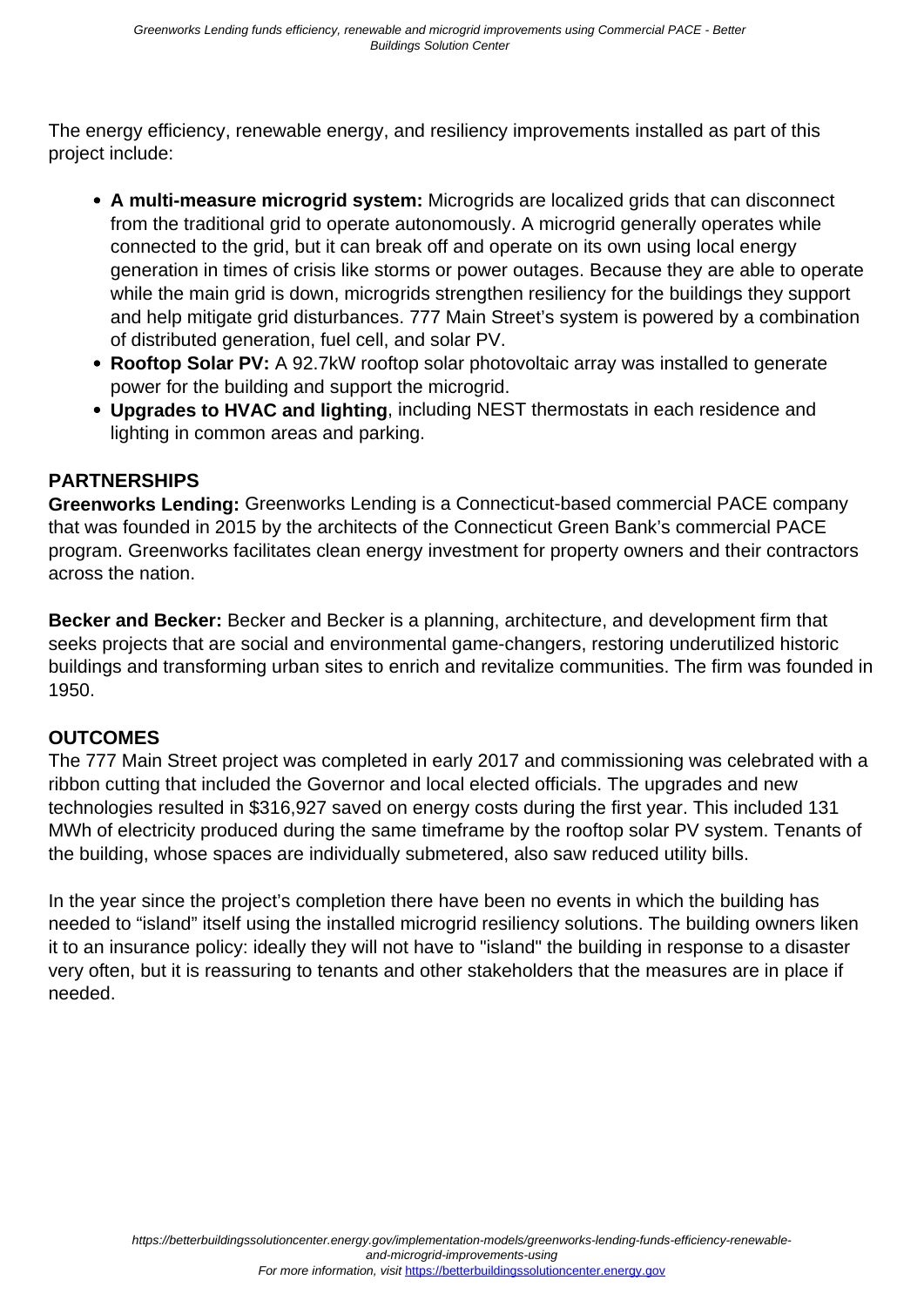The energy efficiency, renewable energy, and resiliency improvements installed as part of this project include:

- **A multi-measure microgrid system:** Microgrids are localized grids that can disconnect from the traditional grid to operate autonomously. A microgrid generally operates while connected to the grid, but it can break off and operate on its own using local energy generation in times of crisis like storms or power outages. Because they are able to operate while the main grid is down, microgrids strengthen resiliency for the buildings they support and help mitigate grid disturbances. 777 Main Street's system is powered by a combination of distributed generation, fuel cell, and solar PV.
- **Rooftop Solar PV:** A 92.7kW rooftop solar photovoltaic array was installed to generate power for the building and support the microgrid.
- **Upgrades to HVAC and lighting**, including NEST thermostats in each residence and lighting in common areas and parking.

## PARTNERSHIPS

**Greenworks Lending:** Greenworks Lending is a Connecticut-based commercial PACE company that was founded in 2015 by the architects of the Connecticut Green Bank's commercial PACE program. Greenworks facilitates clean energy investment for property owners and their contractors across the nation.

**Becker and Becker:** Becker and Becker is a planning, architecture, and development firm that seeks projects that are social and environmental game-changers, restoring underutilized historic buildings and transforming urban sites to enrich and revitalize communities. The firm was founded in 1950.

## OUTCOMES

The 777 Main Street project was completed in early 2017 and commissioning was celebrated with a ribbon cutting that included the Governor and local elected officials. The upgrades and new technologies resulted in $316,927 saved on energy costs during the first year. This included 131 MWh of electricity produced during the same timeframe by the rooftop solar PV system. Tenants of the building, whose spaces are individually submetered, also saw reduced utility bills.

In the year since the project's completion there have been no events in which the building has needed to "island" itself using the installed microgrid resiliency solutions. The building owners liken it to an insurance policy: ideally they will not have to "island" the building in response to a disaster very often, but it is reassuring to tenants and other stakeholders that the measures are in place if needed.